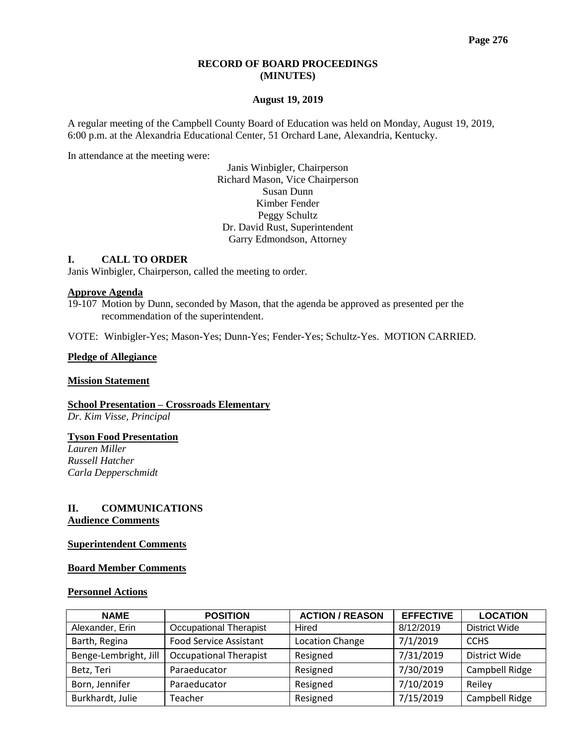# RECORD OF BOARD PROCEEDINGS
# (MINUTES)

**August 19, 2019**

A regular meeting of the Campbell County Board of Education was held on Monday, August 19, 2019, 6:00 p.m. at the Alexandria Educational Center, 51 Orchard Lane, Alexandria, Kentucky.

In attendance at the meeting were:

Janis Winbigler, Chairperson
Richard Mason, Vice Chairperson
Susan Dunn
Kimber Fender
Peggy Schultz
Dr. David Rust, Superintendent
Garry Edmondson, Attorney

## I. CALL TO ORDER

Janis Winbigler, Chairperson, called the meeting to order.

**Approve Agenda**

19-107 Motion by Dunn, seconded by Mason, that the agenda be approved as presented per the recommendation of the superintendent.

VOTE: Winbigler-Yes; Mason-Yes; Dunn-Yes; Fender-Yes; Schultz-Yes. MOTION CARRIED.

**Pledge of Allegiance**

**Mission Statement**

**School Presentation – Crossroads Elementary**
*Dr. Kim Visse, Principal*

**Tyson Food Presentation**
*Lauren Miller*
*Russell Hatcher*
*Carla Depperschmidt*

## II. COMMUNICATIONS

**Audience Comments**

**Superintendent Comments**

**Board Member Comments**

**Personnel Actions**

| NAME | POSITION | ACTION / REASON | EFFECTIVE | LOCATION |
|---|---|---|---|---|
| Alexander, Erin | Occupational Therapist | Hired | 8/12/2019 | District Wide |
| Barth, Regina | Food Service Assistant | Location Change | 7/1/2019 | CCHS |
| Benge-Lembright, Jill | Occupational Therapist | Resigned | 7/31/2019 | District Wide |
| Betz, Teri | Paraeducator | Resigned | 7/30/2019 | Campbell Ridge |
| Born, Jennifer | Paraeducator | Resigned | 7/10/2019 | Reiley |
| Burkhardt, Julie | Teacher | Resigned | 7/15/2019 | Campbell Ridge |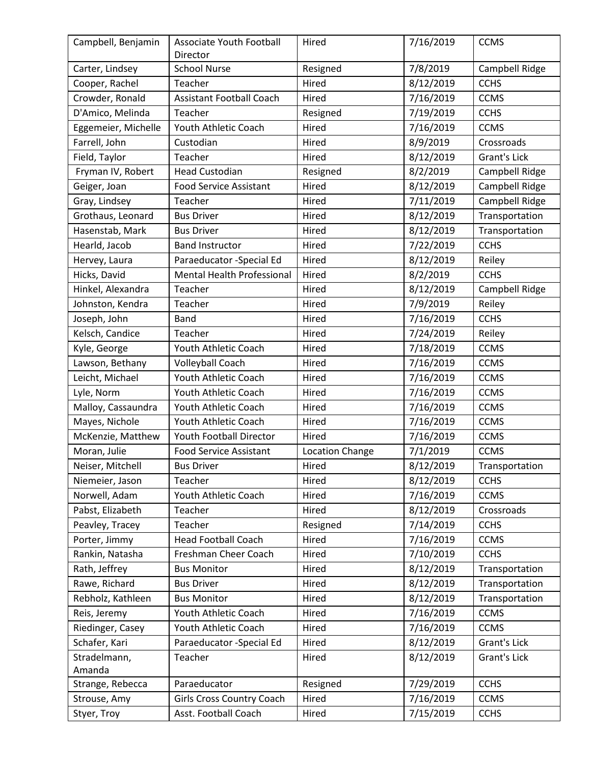| Campbell, Benjamin | Associate Youth Football Director | Hired | 7/16/2019 | CCMS |
|---|---|---|---|---|
| Carter, Lindsey | School Nurse | Resigned | 7/8/2019 | Campbell Ridge |
| Cooper, Rachel | Teacher | Hired | 8/12/2019 | CCHS |
| Crowder, Ronald | Assistant Football Coach | Hired | 7/16/2019 | CCMS |
| D'Amico, Melinda | Teacher | Resigned | 7/19/2019 | CCHS |
| Eggemeier, Michelle | Youth Athletic Coach | Hired | 7/16/2019 | CCMS |
| Farrell, John | Custodian | Hired | 8/9/2019 | Crossroads |
| Field, Taylor | Teacher | Hired | 8/12/2019 | Grant's Lick |
| Fryman IV, Robert | Head Custodian | Resigned | 8/2/2019 | Campbell Ridge |
| Geiger, Joan | Food Service Assistant | Hired | 8/12/2019 | Campbell Ridge |
| Gray, Lindsey | Teacher | Hired | 7/11/2019 | Campbell Ridge |
| Grothaus, Leonard | Bus Driver | Hired | 8/12/2019 | Transportation |
| Hasenstab, Mark | Bus Driver | Hired | 8/12/2019 | Transportation |
| Hearld, Jacob | Band Instructor | Hired | 7/22/2019 | CCHS |
| Hervey, Laura | Paraeducator -Special Ed | Hired | 8/12/2019 | Reiley |
| Hicks, David | Mental Health Professional | Hired | 8/2/2019 | CCHS |
| Hinkel, Alexandra | Teacher | Hired | 8/12/2019 | Campbell Ridge |
| Johnston, Kendra | Teacher | Hired | 7/9/2019 | Reiley |
| Joseph, John | Band | Hired | 7/16/2019 | CCHS |
| Kelsch, Candice | Teacher | Hired | 7/24/2019 | Reiley |
| Kyle, George | Youth Athletic Coach | Hired | 7/18/2019 | CCMS |
| Lawson, Bethany | Volleyball Coach | Hired | 7/16/2019 | CCMS |
| Leicht, Michael | Youth Athletic Coach | Hired | 7/16/2019 | CCMS |
| Lyle, Norm | Youth Athletic Coach | Hired | 7/16/2019 | CCMS |
| Malloy, Cassaundra | Youth Athletic Coach | Hired | 7/16/2019 | CCMS |
| Mayes, Nichole | Youth Athletic Coach | Hired | 7/16/2019 | CCMS |
| McKenzie, Matthew | Youth Football Director | Hired | 7/16/2019 | CCMS |
| Moran, Julie | Food Service Assistant | Location Change | 7/1/2019 | CCMS |
| Neiser, Mitchell | Bus Driver | Hired | 8/12/2019 | Transportation |
| Niemeier, Jason | Teacher | Hired | 8/12/2019 | CCHS |
| Norwell, Adam | Youth Athletic Coach | Hired | 7/16/2019 | CCMS |
| Pabst, Elizabeth | Teacher | Hired | 8/12/2019 | Crossroads |
| Peavley, Tracey | Teacher | Resigned | 7/14/2019 | CCHS |
| Porter, Jimmy | Head Football Coach | Hired | 7/16/2019 | CCMS |
| Rankin, Natasha | Freshman Cheer Coach | Hired | 7/10/2019 | CCHS |
| Rath, Jeffrey | Bus Monitor | Hired | 8/12/2019 | Transportation |
| Rawe, Richard | Bus Driver | Hired | 8/12/2019 | Transportation |
| Rebholz, Kathleen | Bus Monitor | Hired | 8/12/2019 | Transportation |
| Reis, Jeremy | Youth Athletic Coach | Hired | 7/16/2019 | CCMS |
| Riedinger, Casey | Youth Athletic Coach | Hired | 7/16/2019 | CCMS |
| Schafer, Kari | Paraeducator -Special Ed | Hired | 8/12/2019 | Grant's Lick |
| Stradelmann, Amanda | Teacher | Hired | 8/12/2019 | Grant's Lick |
| Strange, Rebecca | Paraeducator | Resigned | 7/29/2019 | CCHS |
| Strouse, Amy | Girls Cross Country Coach | Hired | 7/16/2019 | CCMS |
| Styer, Troy | Asst. Football Coach | Hired | 7/15/2019 | CCHS |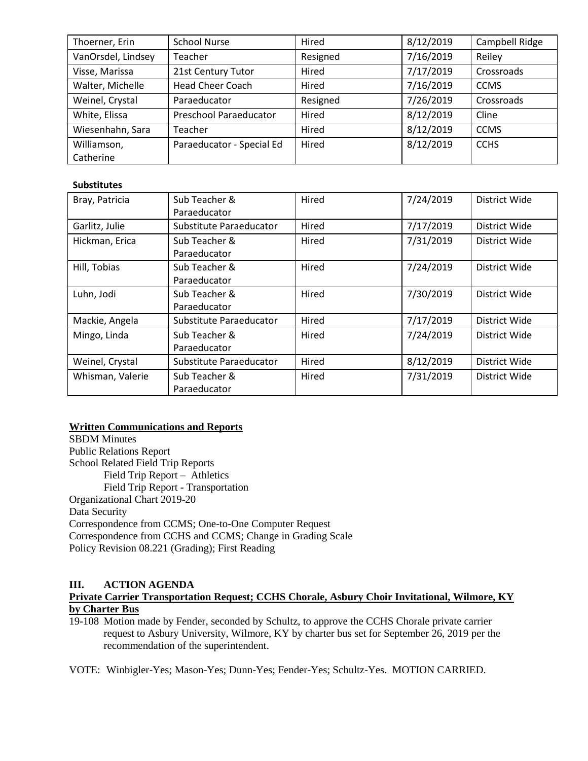| Thoerner, Erin | School Nurse | Hired | 8/12/2019 | Campbell Ridge |
|---|---|---|---|---|
| VanOrsdel, Lindsey | Teacher | Resigned | 7/16/2019 | Reiley |
| Visse, Marissa | 21st Century Tutor | Hired | 7/17/2019 | Crossroads |
| Walter, Michelle | Head Cheer Coach | Hired | 7/16/2019 | CCMS |
| Weinel, Crystal | Paraeducator | Resigned | 7/26/2019 | Crossroads |
| White, Elissa | Preschool Paraeducator | Hired | 8/12/2019 | Cline |
| Wiesenhahn, Sara | Teacher | Hired | 8/12/2019 | CCMS |
| Williamson, Catherine | Paraeducator - Special Ed | Hired | 8/12/2019 | CCHS |

**Substitutes**

| Bray, Patricia | Sub Teacher & Paraeducator | Hired | 7/24/2019 | District Wide |
|---|---|---|---|---|
| Garlitz, Julie | Substitute Paraeducator | Hired | 7/17/2019 | District Wide |
| Hickman, Erica | Sub Teacher & Paraeducator | Hired | 7/31/2019 | District Wide |
| Hill, Tobias | Sub Teacher & Paraeducator | Hired | 7/24/2019 | District Wide |
| Luhn, Jodi | Sub Teacher & Paraeducator | Hired | 7/30/2019 | District Wide |
| Mackie, Angela | Substitute Paraeducator | Hired | 7/17/2019 | District Wide |
| Mingo, Linda | Sub Teacher & Paraeducator | Hired | 7/24/2019 | District Wide |
| Weinel, Crystal | Substitute Paraeducator | Hired | 8/12/2019 | District Wide |
| Whisman, Valerie | Sub Teacher & Paraeducator | Hired | 7/31/2019 | District Wide |

**Written Communications and Reports**

SBDM Minutes
Public Relations Report
School Related Field Trip Reports
  Field Trip Report – Athletics
  Field Trip Report - Transportation
Organizational Chart 2019-20
Data Security
Correspondence from CCMS; One-to-One Computer Request
Correspondence from CCHS and CCMS; Change in Grading Scale
Policy Revision 08.221 (Grading); First Reading

## III. ACTION AGENDA

**Private Carrier Transportation Request; CCHS Chorale, Asbury Choir Invitational, Wilmore, KY by Charter Bus**

19-108 Motion made by Fender, seconded by Schultz, to approve the CCHS Chorale private carrier request to Asbury University, Wilmore, KY by charter bus set for September 26, 2019 per the recommendation of the superintendent.

VOTE: Winbigler-Yes; Mason-Yes; Dunn-Yes; Fender-Yes; Schultz-Yes. MOTION CARRIED.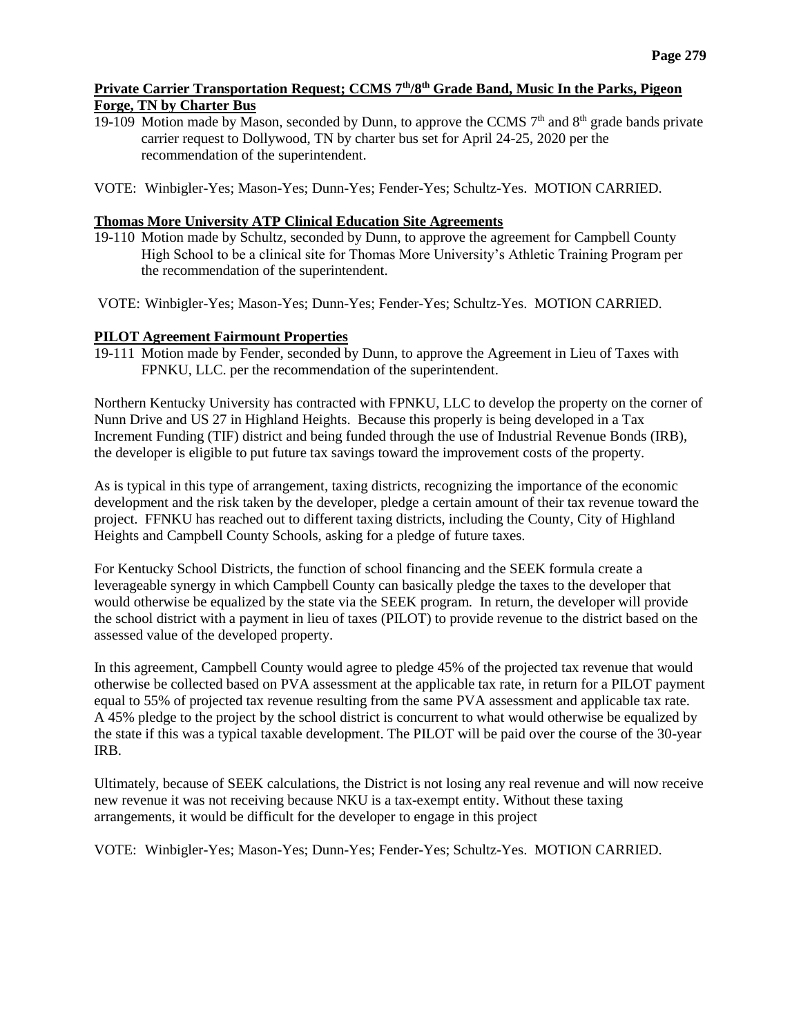**Private Carrier Transportation Request; CCMS 7th/8th Grade Band, Music In the Parks, Pigeon Forge, TN by Charter Bus**

19-109 Motion made by Mason, seconded by Dunn, to approve the CCMS 7th and 8th grade bands private carrier request to Dollywood, TN by charter bus set for April 24-25, 2020 per the recommendation of the superintendent.

VOTE: Winbigler-Yes; Mason-Yes; Dunn-Yes; Fender-Yes; Schultz-Yes. MOTION CARRIED.

**Thomas More University ATP Clinical Education Site Agreements**

19-110 Motion made by Schultz, seconded by Dunn, to approve the agreement for Campbell County High School to be a clinical site for Thomas More University's Athletic Training Program per the recommendation of the superintendent.

VOTE: Winbigler-Yes; Mason-Yes; Dunn-Yes; Fender-Yes; Schultz-Yes. MOTION CARRIED.

**PILOT Agreement Fairmount Properties**

19-111 Motion made by Fender, seconded by Dunn, to approve the Agreement in Lieu of Taxes with FPNKU, LLC. per the recommendation of the superintendent.

Northern Kentucky University has contracted with FPNKU, LLC to develop the property on the corner of Nunn Drive and US 27 in Highland Heights. Because this properly is being developed in a Tax Increment Funding (TIF) district and being funded through the use of Industrial Revenue Bonds (IRB), the developer is eligible to put future tax savings toward the improvement costs of the property.

As is typical in this type of arrangement, taxing districts, recognizing the importance of the economic development and the risk taken by the developer, pledge a certain amount of their tax revenue toward the project. FFNKU has reached out to different taxing districts, including the County, City of Highland Heights and Campbell County Schools, asking for a pledge of future taxes.

For Kentucky School Districts, the function of school financing and the SEEK formula create a leverageable synergy in which Campbell County can basically pledge the taxes to the developer that would otherwise be equalized by the state via the SEEK program. In return, the developer will provide the school district with a payment in lieu of taxes (PILOT) to provide revenue to the district based on the assessed value of the developed property.

In this agreement, Campbell County would agree to pledge 45% of the projected tax revenue that would otherwise be collected based on PVA assessment at the applicable tax rate, in return for a PILOT payment equal to 55% of projected tax revenue resulting from the same PVA assessment and applicable tax rate. A 45% pledge to the project by the school district is concurrent to what would otherwise be equalized by the state if this was a typical taxable development. The PILOT will be paid over the course of the 30-year IRB.

Ultimately, because of SEEK calculations, the District is not losing any real revenue and will now receive new revenue it was not receiving because NKU is a tax-exempt entity. Without these taxing arrangements, it would be difficult for the developer to engage in this project

VOTE: Winbigler-Yes; Mason-Yes; Dunn-Yes; Fender-Yes; Schultz-Yes. MOTION CARRIED.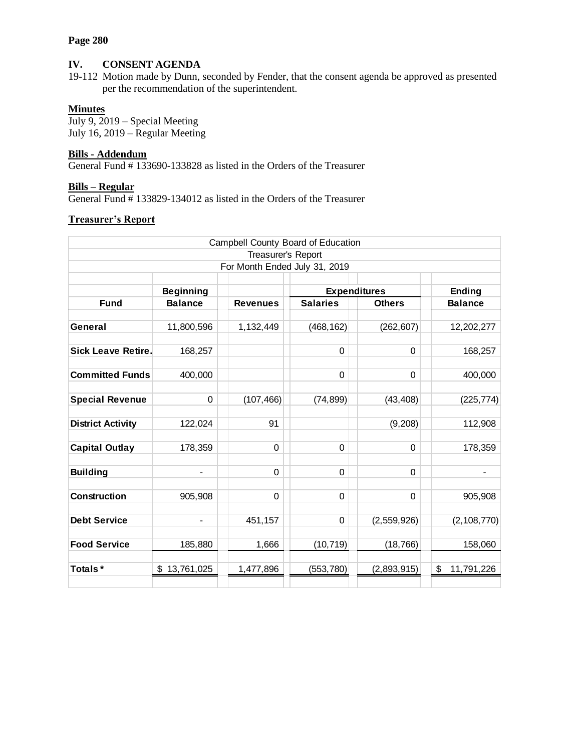## IV. CONSENT AGENDA

19-112 Motion made by Dunn, seconded by Fender, that the consent agenda be approved as presented per the recommendation of the superintendent.

**Minutes**

July 9, 2019 – Special Meeting
July 16, 2019 – Regular Meeting

**Bills - Addendum**

General Fund # 133690-133828 as listed in the Orders of the Treasurer

**Bills – Regular**

General Fund # 133829-134012 as listed in the Orders of the Treasurer

**Treasurer's Report**

Campbell County Board of Education
Treasurer's Report
For Month Ended July 31, 2019

| Fund | Beginning Balance | Revenues | Expenditures: Salaries | Expenditures: Others | Ending Balance |
|---|---|---|---|---|---|
| **General** | 11,800,596 | 1,132,449 | (468,162) | (262,607) | 12,202,277 |
| **Sick Leave Retire.** | 168,257 | | 0 | 0 | 168,257 |
| **Committed Funds** | 400,000 | | 0 | 0 | 400,000 |
| **Special Revenue** | 0 | (107,466) | (74,899) | (43,408) | (225,774) |
| **District Activity** | 122,024 | 91 | | (9,208) | 112,908 |
| **Capital Outlay** | 178,359 | 0 | 0 | 0 | 178,359 |
| **Building** | - | 0 | 0 | 0 | - |
| **Construction** | 905,908 | 0 | 0 | 0 | 905,908 |
| **Debt Service** | - | 451,157 | 0 | (2,559,926) | (2,108,770) |
| **Food Service** | 185,880 | 1,666 | (10,719) | (18,766) | 158,060 |
| **Totals*** | $ 13,761,025 | 1,477,896 | (553,780) | (2,893,915) | $ 11,791,226 |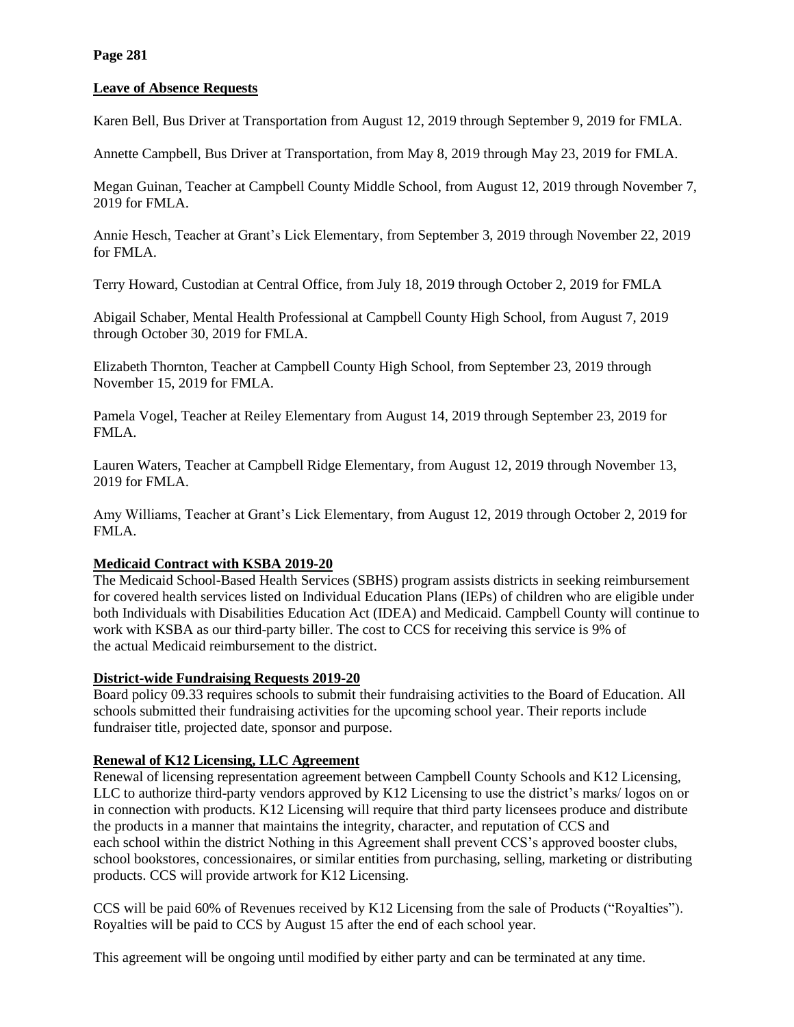## Leave of Absence Requests

Karen Bell, Bus Driver at Transportation from August 12, 2019 through September 9, 2019 for FMLA.

Annette Campbell, Bus Driver at Transportation, from May 8, 2019 through May 23, 2019 for FMLA.

Megan Guinan, Teacher at Campbell County Middle School, from August 12, 2019 through November 7, 2019 for FMLA.

Annie Hesch, Teacher at Grant's Lick Elementary, from September 3, 2019 through November 22, 2019 for FMLA.

Terry Howard, Custodian at Central Office, from July 18, 2019 through October 2, 2019 for FMLA

Abigail Schaber, Mental Health Professional at Campbell County High School, from August 7, 2019 through October 30, 2019 for FMLA.

Elizabeth Thornton, Teacher at Campbell County High School, from September 23, 2019 through November 15, 2019 for FMLA.

Pamela Vogel, Teacher at Reiley Elementary from August 14, 2019 through September 23, 2019 for FMLA.

Lauren Waters, Teacher at Campbell Ridge Elementary, from August 12, 2019 through November 13, 2019 for FMLA.

Amy Williams, Teacher at Grant's Lick Elementary, from August 12, 2019 through October 2, 2019 for FMLA.

## Medicaid Contract with KSBA 2019-20

The Medicaid School-Based Health Services (SBHS) program assists districts in seeking reimbursement for covered health services listed on Individual Education Plans (IEPs) of children who are eligible under both Individuals with Disabilities Education Act (IDEA) and Medicaid. Campbell County will continue to work with KSBA as our third-party biller. The cost to CCS for receiving this service is 9% of the actual Medicaid reimbursement to the district.

## District-wide Fundraising Requests 2019-20

Board policy 09.33 requires schools to submit their fundraising activities to the Board of Education. All schools submitted their fundraising activities for the upcoming school year. Their reports include fundraiser title, projected date, sponsor and purpose.

## Renewal of K12 Licensing, LLC Agreement

Renewal of licensing representation agreement between Campbell County Schools and K12 Licensing, LLC to authorize third-party vendors approved by K12 Licensing to use the district's marks/ logos on or in connection with products. K12 Licensing will require that third party licensees produce and distribute the products in a manner that maintains the integrity, character, and reputation of CCS and each school within the district Nothing in this Agreement shall prevent CCS's approved booster clubs, school bookstores, concessionaires, or similar entities from purchasing, selling, marketing or distributing products. CCS will provide artwork for K12 Licensing.

CCS will be paid 60% of Revenues received by K12 Licensing from the sale of Products ("Royalties"). Royalties will be paid to CCS by August 15 after the end of each school year.

This agreement will be ongoing until modified by either party and can be terminated at any time.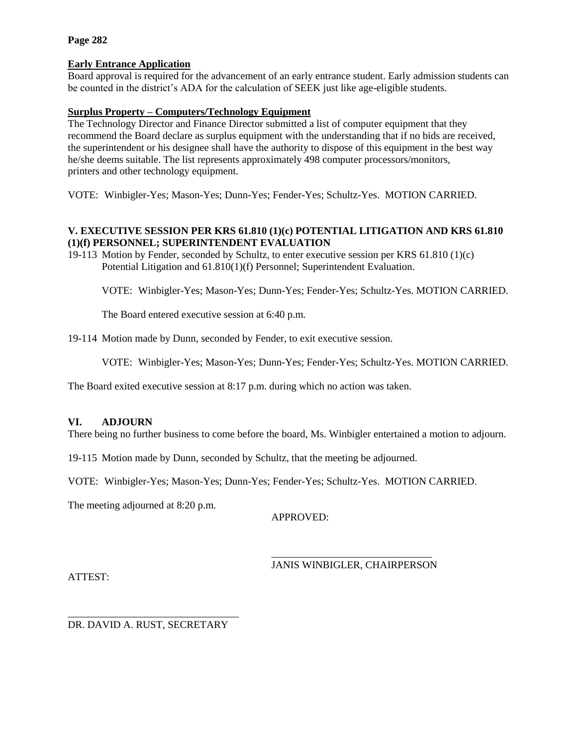**Early Entrance Application**

Board approval is required for the advancement of an early entrance student. Early admission students can be counted in the district's ADA for the calculation of SEEK just like age-eligible students.

**Surplus Property – Computers/Technology Equipment**

The Technology Director and Finance Director submitted a list of computer equipment that they recommend the Board declare as surplus equipment with the understanding that if no bids are received, the superintendent or his designee shall have the authority to dispose of this equipment in the best way he/she deems suitable. The list represents approximately 498 computer processors/monitors, printers and other technology equipment.

VOTE: Winbigler-Yes; Mason-Yes; Dunn-Yes; Fender-Yes; Schultz-Yes. MOTION CARRIED.

**V. EXECUTIVE SESSION PER KRS 61.810 (1)(c) POTENTIAL LITIGATION AND KRS 61.810 (1)(f) PERSONNEL; SUPERINTENDENT EVALUATION**

19-113 Motion by Fender, seconded by Schultz, to enter executive session per KRS 61.810 (1)(c) Potential Litigation and 61.810(1)(f) Personnel; Superintendent Evaluation.

VOTE: Winbigler-Yes; Mason-Yes; Dunn-Yes; Fender-Yes; Schultz-Yes. MOTION CARRIED.

The Board entered executive session at 6:40 p.m.

19-114 Motion made by Dunn, seconded by Fender, to exit executive session.

VOTE: Winbigler-Yes; Mason-Yes; Dunn-Yes; Fender-Yes; Schultz-Yes. MOTION CARRIED.

The Board exited executive session at 8:17 p.m. during which no action was taken.

**VI. ADJOURN**

There being no further business to come before the board, Ms. Winbigler entertained a motion to adjourn.

19-115 Motion made by Dunn, seconded by Schultz, that the meeting be adjourned.

VOTE: Winbigler-Yes; Mason-Yes; Dunn-Yes; Fender-Yes; Schultz-Yes. MOTION CARRIED.

The meeting adjourned at 8:20 p.m.

APPROVED:

_______________________________
JANIS WINBIGLER, CHAIRPERSON

ATTEST:

_________________________________
DR. DAVID A. RUST, SECRETARY